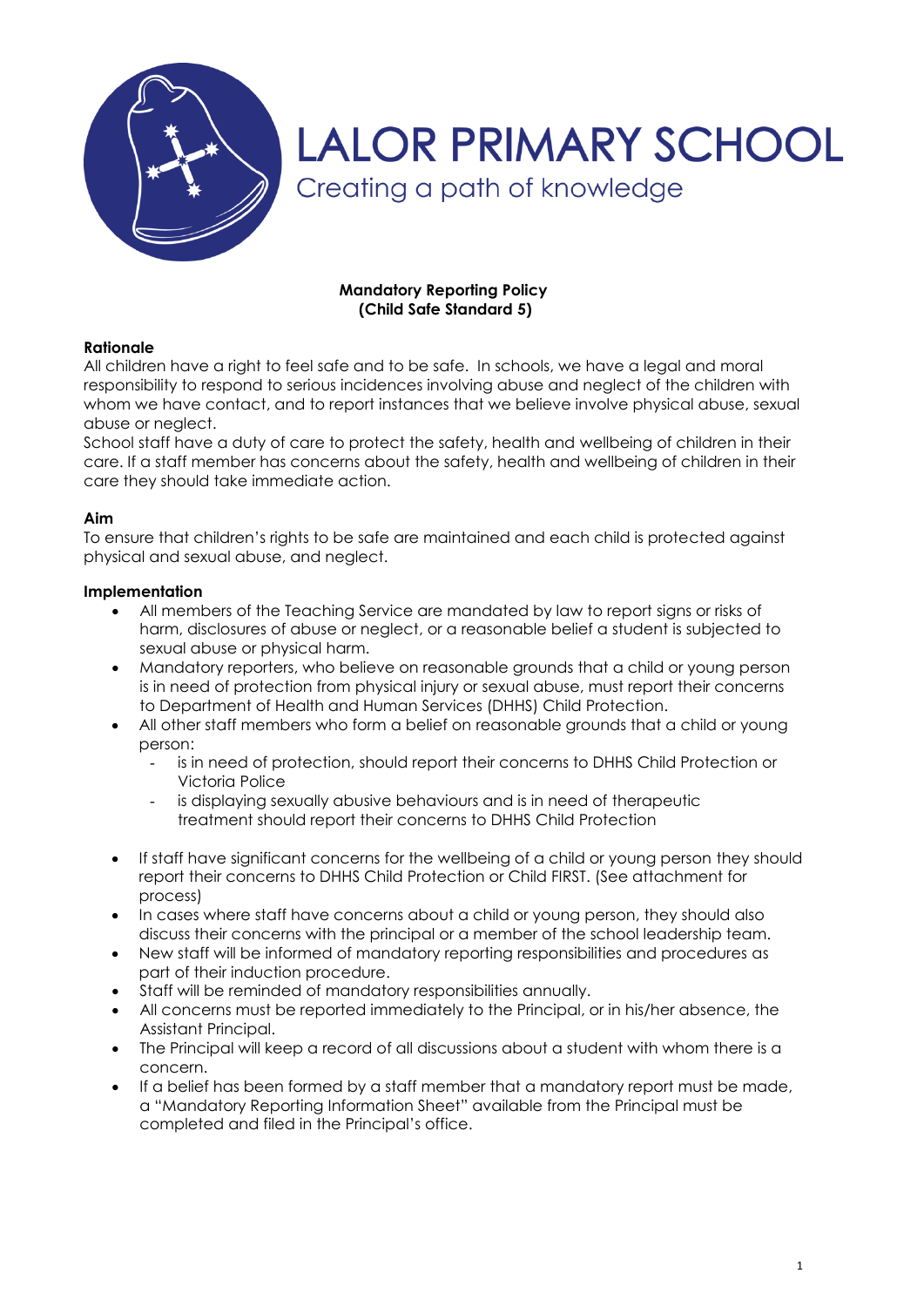# LALOR PRIMARY SCHOOL

Creating a path of knowledge

**Mandatory Reporting Policy**
**(Child Safe Standard 5)**

**Rationale**

All children have a right to feel safe and to be safe. In schools, we have a legal and moral responsibility to respond to serious incidences involving abuse and neglect of the children with whom we have contact, and to report instances that we believe involve physical abuse, sexual abuse or neglect.

School staff have a duty of care to protect the safety, health and wellbeing of children in their care. If a staff member has concerns about the safety, health and wellbeing of children in their care they should take immediate action.

**Aim**

To ensure that children's rights to be safe are maintained and each child is protected against physical and sexual abuse, and neglect.

**Implementation**

- All members of the Teaching Service are mandated by law to report signs or risks of harm, disclosures of abuse or neglect, or a reasonable belief a student is subjected to sexual abuse or physical harm.
- Mandatory reporters, who believe on reasonable grounds that a child or young person is in need of protection from physical injury or sexual abuse, must report their concerns to Department of Health and Human Services (DHHS) Child Protection.
- All other staff members who form a belief on reasonable grounds that a child or young person:
  - is in need of protection, should report their concerns to DHHS Child Protection or Victoria Police
  - is displaying sexually abusive behaviours and is in need of therapeutic treatment should report their concerns to DHHS Child Protection
- If staff have significant concerns for the wellbeing of a child or young person they should report their concerns to DHHS Child Protection or Child FIRST. (See attachment for process)
- In cases where staff have concerns about a child or young person, they should also discuss their concerns with the principal or a member of the school leadership team.
- New staff will be informed of mandatory reporting responsibilities and procedures as part of their induction procedure.
- Staff will be reminded of mandatory responsibilities annually.
- All concerns must be reported immediately to the Principal, or in his/her absence, the Assistant Principal.
- The Principal will keep a record of all discussions about a student with whom there is a concern.
- If a belief has been formed by a staff member that a mandatory report must be made, a "Mandatory Reporting Information Sheet" available from the Principal must be completed and filed in the Principal's office.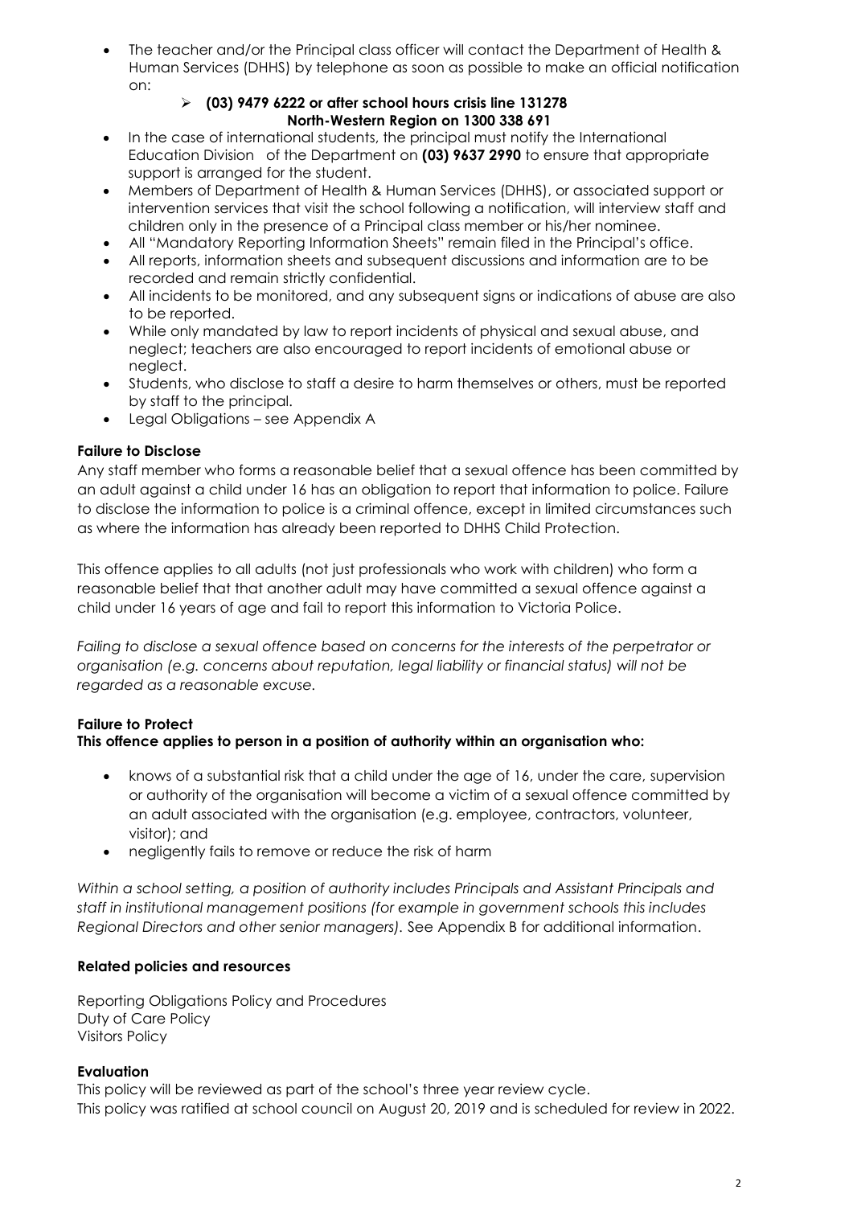- The teacher and/or the Principal class officer will contact the Department of Health & Human Services (DHHS) by telephone as soon as possible to make an official notification on:
  - **(03) 9479 6222 or after school hours crisis line 131278 North-Western Region on 1300 338 691**
- In the case of international students, the principal must notify the International Education Division of the Department on **(03) 9637 2990** to ensure that appropriate support is arranged for the student.
- Members of Department of Health & Human Services (DHHS), or associated support or intervention services that visit the school following a notification, will interview staff and children only in the presence of a Principal class member or his/her nominee.
- All "Mandatory Reporting Information Sheets" remain filed in the Principal's office.
- All reports, information sheets and subsequent discussions and information are to be recorded and remain strictly confidential.
- All incidents to be monitored, and any subsequent signs or indications of abuse are also to be reported.
- While only mandated by law to report incidents of physical and sexual abuse, and neglect; teachers are also encouraged to report incidents of emotional abuse or neglect.
- Students, who disclose to staff a desire to harm themselves or others, must be reported by staff to the principal.
- Legal Obligations – see Appendix A

**Failure to Disclose**

Any staff member who forms a reasonable belief that a sexual offence has been committed by an adult against a child under 16 has an obligation to report that information to police. Failure to disclose the information to police is a criminal offence, except in limited circumstances such as where the information has already been reported to DHHS Child Protection.

This offence applies to all adults (not just professionals who work with children) who form a reasonable belief that that another adult may have committed a sexual offence against a child under 16 years of age and fail to report this information to Victoria Police.

*Failing to disclose a sexual offence based on concerns for the interests of the perpetrator or organisation (e.g. concerns about reputation, legal liability or financial status) will not be regarded as a reasonable excuse.*

**Failure to Protect**
**This offence applies to person in a position of authority within an organisation who:**

- knows of a substantial risk that a child under the age of 16, under the care, supervision or authority of the organisation will become a victim of a sexual offence committed by an adult associated with the organisation (e.g. employee, contractors, volunteer, visitor); and
- negligently fails to remove or reduce the risk of harm

*Within a school setting, a position of authority includes Principals and Assistant Principals and staff in institutional management positions (for example in government schools this includes Regional Directors and other senior managers).* See Appendix B for additional information.

**Related policies and resources**

Reporting Obligations Policy and Procedures
Duty of Care Policy
Visitors Policy

**Evaluation**

This policy will be reviewed as part of the school's three year review cycle.
This policy was ratified at school council on August 20, 2019 and is scheduled for review in 2022.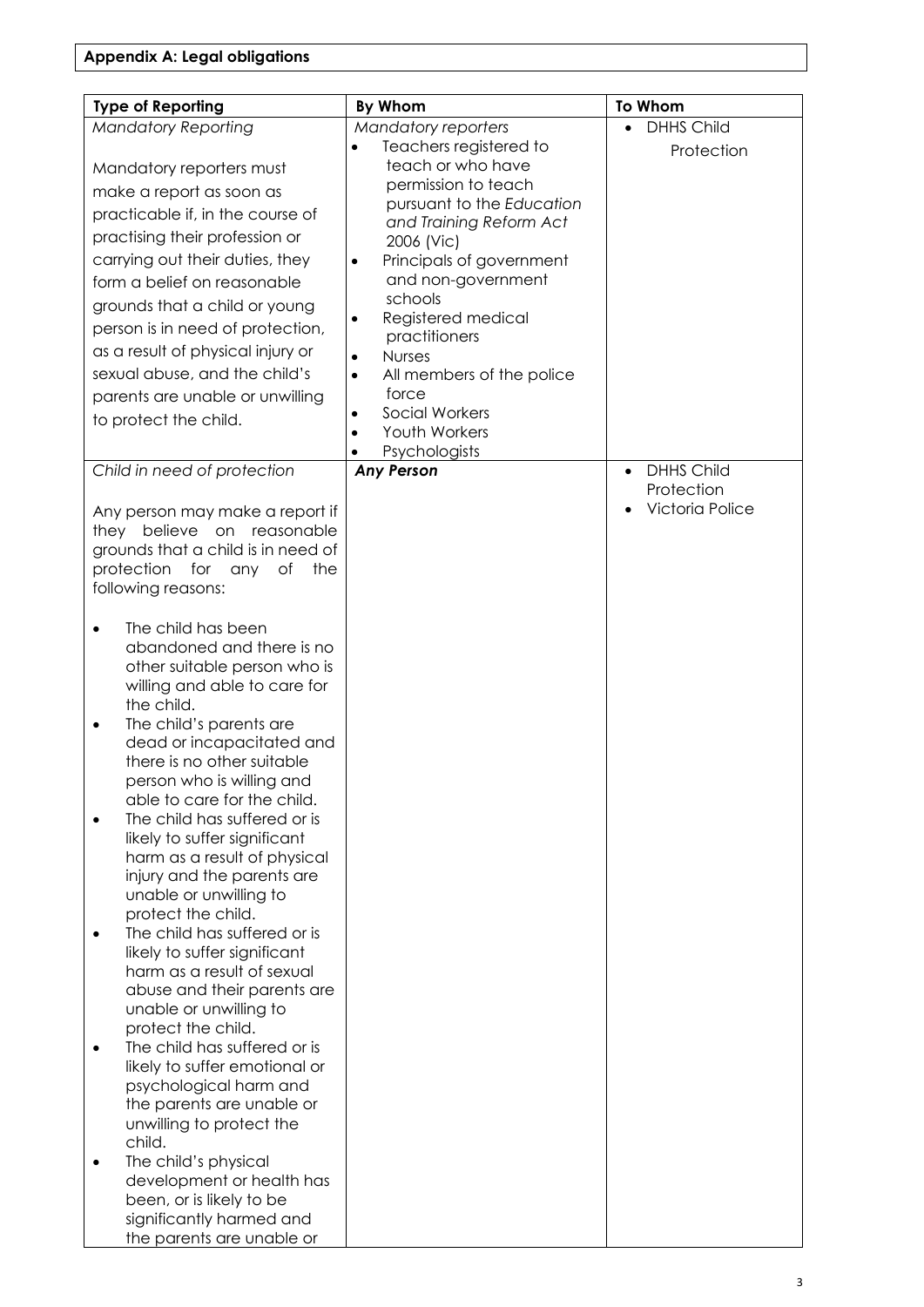**Appendix A: Legal obligations**

| Type of Reporting | By Whom | To Whom |
|---|---|---|
| *Mandatory Reporting*<br><br>Mandatory reporters must make a report as soon as practicable if, in the course of practising their profession or carrying out their duties, they form a belief on reasonable grounds that a child or young person is in need of protection, as a result of physical injury or sexual abuse, and the child's parents are unable or unwilling to protect the child. | *Mandatory reporters*<br>• Teachers registered to teach or who have permission to teach pursuant to the *Education and Training Reform Act* 2006 (Vic)<br>• Principals of government and non-government schools<br>• Registered medical practitioners<br>• Nurses<br>• All members of the police force<br>• Social Workers<br>• Youth Workers<br>• Psychologists | • DHHS Child Protection |
| *Child in need of protection*<br><br>Any person may make a report if they believe on reasonable grounds that a child is in need of protection for any of the following reasons:<br><br>• The child has been abandoned and there is no other suitable person who is willing and able to care for the child.<br>• The child's parents are dead or incapacitated and there is no other suitable person who is willing and able to care for the child.<br>• The child has suffered or is likely to suffer significant harm as a result of physical injury and the parents are unable or unwilling to protect the child.<br>• The child has suffered or is likely to suffer significant harm as a result of sexual abuse and their parents are unable or unwilling to protect the child.<br>• The child has suffered or is likely to suffer emotional or psychological harm and the parents are unable or unwilling to protect the child.<br>• The child's physical development or health has been, or is likely to be significantly harmed and the parents are unable or | ***Any Person*** | • DHHS Child Protection<br>• Victoria Police |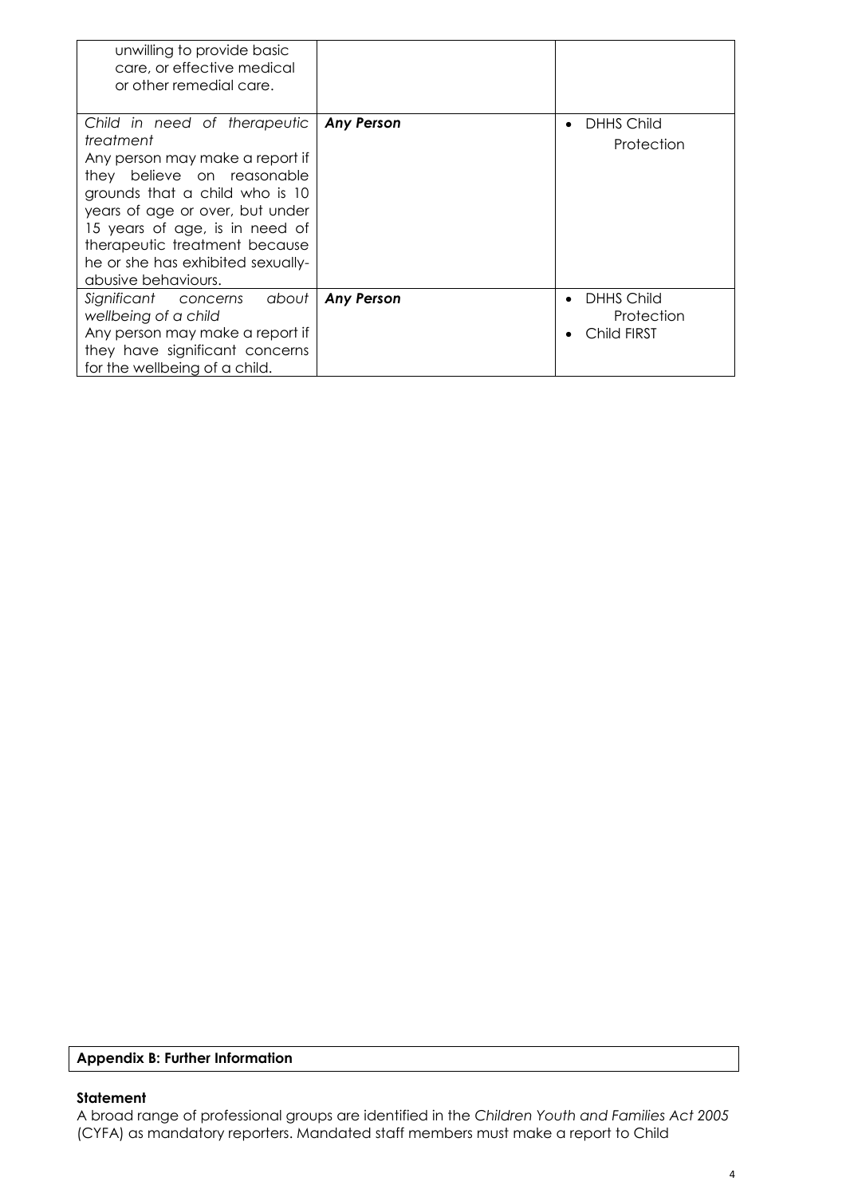| | | |
|---|---|---|
| unwilling to provide basic care, or effective medical or other remedial care. | | |
| *Child in need of therapeutic treatment*<br>Any person may make a report if they believe on reasonable grounds that a child who is 10 years of age or over, but under 15 years of age, is in need of therapeutic treatment because he or she has exhibited sexually-abusive behaviours. | ***Any Person*** | • DHHS Child Protection |
| *Significant concerns about wellbeing of a child*<br>Any person may make a report if they have significant concerns for the wellbeing of a child. | ***Any Person*** | • DHHS Child Protection<br>• Child FIRST |

**Appendix B: Further Information**

**Statement**

A broad range of professional groups are identified in the *Children Youth and Families Act 2005* (CYFA) as mandatory reporters. Mandated staff members must make a report to Child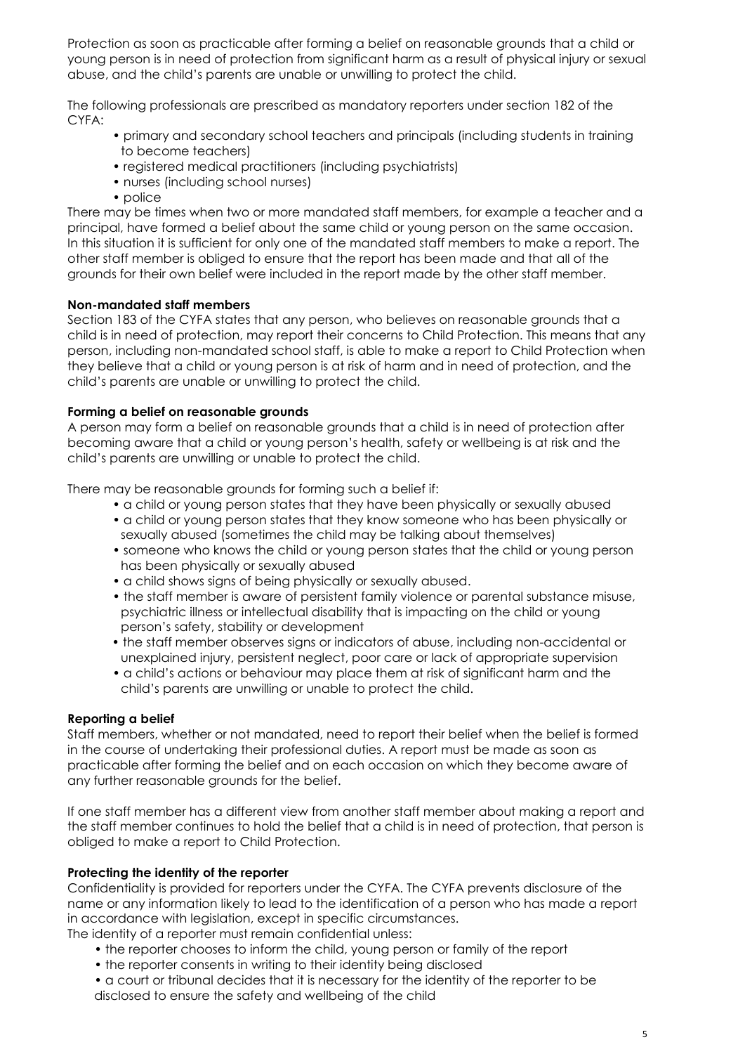Protection as soon as practicable after forming a belief on reasonable grounds that a child or young person is in need of protection from significant harm as a result of physical injury or sexual abuse, and the child's parents are unable or unwilling to protect the child.

The following professionals are prescribed as mandatory reporters under section 182 of the CYFA:

- primary and secondary school teachers and principals (including students in training to become teachers)
- registered medical practitioners (including psychiatrists)
- nurses (including school nurses)
- police

There may be times when two or more mandated staff members, for example a teacher and a principal, have formed a belief about the same child or young person on the same occasion. In this situation it is sufficient for only one of the mandated staff members to make a report. The other staff member is obliged to ensure that the report has been made and that all of the grounds for their own belief were included in the report made by the other staff member.

**Non-mandated staff members**

Section 183 of the CYFA states that any person, who believes on reasonable grounds that a child is in need of protection, may report their concerns to Child Protection. This means that any person, including non-mandated school staff, is able to make a report to Child Protection when they believe that a child or young person is at risk of harm and in need of protection, and the child's parents are unable or unwilling to protect the child.

**Forming a belief on reasonable grounds**

A person may form a belief on reasonable grounds that a child is in need of protection after becoming aware that a child or young person's health, safety or wellbeing is at risk and the child's parents are unwilling or unable to protect the child.

There may be reasonable grounds for forming such a belief if:

- a child or young person states that they have been physically or sexually abused
- a child or young person states that they know someone who has been physically or sexually abused (sometimes the child may be talking about themselves)
- someone who knows the child or young person states that the child or young person has been physically or sexually abused
- a child shows signs of being physically or sexually abused.
- the staff member is aware of persistent family violence or parental substance misuse, psychiatric illness or intellectual disability that is impacting on the child or young person's safety, stability or development
- the staff member observes signs or indicators of abuse, including non-accidental or unexplained injury, persistent neglect, poor care or lack of appropriate supervision
- a child's actions or behaviour may place them at risk of significant harm and the child's parents are unwilling or unable to protect the child.

**Reporting a belief**

Staff members, whether or not mandated, need to report their belief when the belief is formed in the course of undertaking their professional duties. A report must be made as soon as practicable after forming the belief and on each occasion on which they become aware of any further reasonable grounds for the belief.

If one staff member has a different view from another staff member about making a report and the staff member continues to hold the belief that a child is in need of protection, that person is obliged to make a report to Child Protection.

**Protecting the identity of the reporter**

Confidentiality is provided for reporters under the CYFA. The CYFA prevents disclosure of the name or any information likely to lead to the identification of a person who has made a report in accordance with legislation, except in specific circumstances.

The identity of a reporter must remain confidential unless:

- the reporter chooses to inform the child, young person or family of the report
- the reporter consents in writing to their identity being disclosed
- a court or tribunal decides that it is necessary for the identity of the reporter to be disclosed to ensure the safety and wellbeing of the child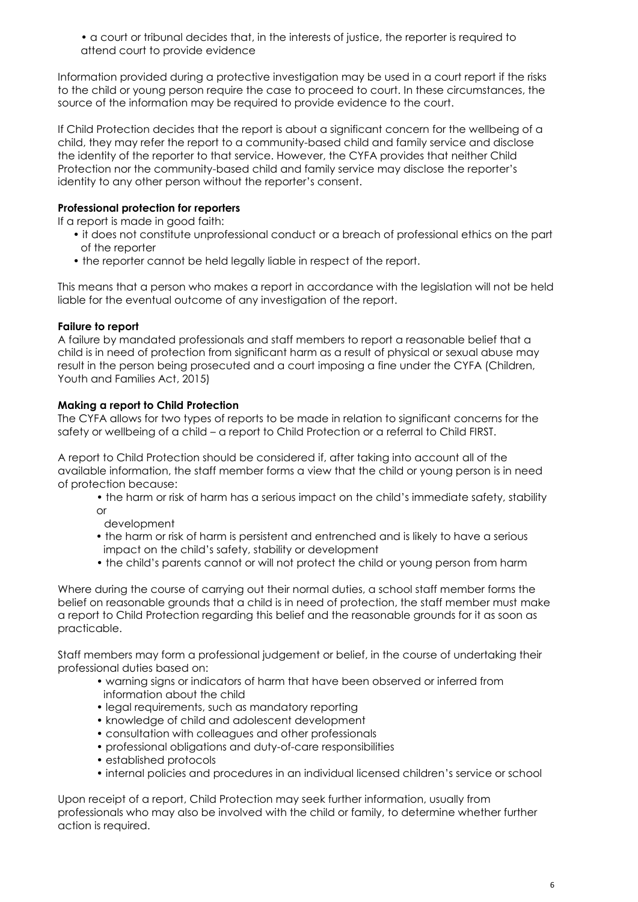- a court or tribunal decides that, in the interests of justice, the reporter is required to attend court to provide evidence

Information provided during a protective investigation may be used in a court report if the risks to the child or young person require the case to proceed to court. In these circumstances, the source of the information may be required to provide evidence to the court.

If Child Protection decides that the report is about a significant concern for the wellbeing of a child, they may refer the report to a community-based child and family service and disclose the identity of the reporter to that service. However, the CYFA provides that neither Child Protection nor the community-based child and family service may disclose the reporter's identity to any other person without the reporter's consent.

**Professional protection for reporters**

If a report is made in good faith:

- it does not constitute unprofessional conduct or a breach of professional ethics on the part of the reporter
- the reporter cannot be held legally liable in respect of the report.

This means that a person who makes a report in accordance with the legislation will not be held liable for the eventual outcome of any investigation of the report.

**Failure to report**

A failure by mandated professionals and staff members to report a reasonable belief that a child is in need of protection from significant harm as a result of physical or sexual abuse may result in the person being prosecuted and a court imposing a fine under the CYFA (Children, Youth and Families Act, 2015)

**Making a report to Child Protection**

The CYFA allows for two types of reports to be made in relation to significant concerns for the safety or wellbeing of a child – a report to Child Protection or a referral to Child FIRST.

A report to Child Protection should be considered if, after taking into account all of the available information, the staff member forms a view that the child or young person is in need of protection because:

- the harm or risk of harm has a serious impact on the child's immediate safety, stability or development
- the harm or risk of harm is persistent and entrenched and is likely to have a serious impact on the child's safety, stability or development
- the child's parents cannot or will not protect the child or young person from harm

Where during the course of carrying out their normal duties, a school staff member forms the belief on reasonable grounds that a child is in need of protection, the staff member must make a report to Child Protection regarding this belief and the reasonable grounds for it as soon as practicable.

Staff members may form a professional judgement or belief, in the course of undertaking their professional duties based on:

- warning signs or indicators of harm that have been observed or inferred from information about the child
- legal requirements, such as mandatory reporting
- knowledge of child and adolescent development
- consultation with colleagues and other professionals
- professional obligations and duty-of-care responsibilities
- established protocols
- internal policies and procedures in an individual licensed children's service or school

Upon receipt of a report, Child Protection may seek further information, usually from professionals who may also be involved with the child or family, to determine whether further action is required.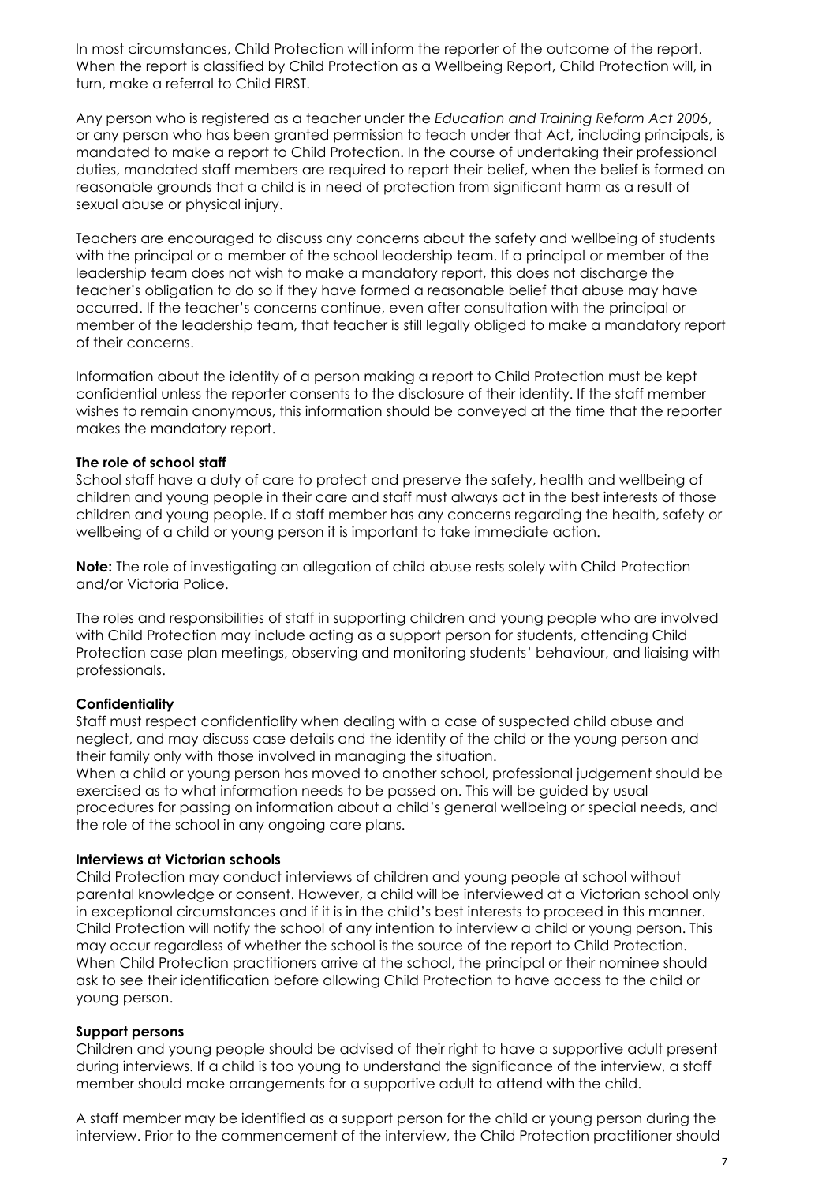In most circumstances, Child Protection will inform the reporter of the outcome of the report. When the report is classified by Child Protection as a Wellbeing Report, Child Protection will, in turn, make a referral to Child FIRST.

Any person who is registered as a teacher under the *Education and Training Reform Act 2006*, or any person who has been granted permission to teach under that Act, including principals, is mandated to make a report to Child Protection. In the course of undertaking their professional duties, mandated staff members are required to report their belief, when the belief is formed on reasonable grounds that a child is in need of protection from significant harm as a result of sexual abuse or physical injury.

Teachers are encouraged to discuss any concerns about the safety and wellbeing of students with the principal or a member of the school leadership team. If a principal or member of the leadership team does not wish to make a mandatory report, this does not discharge the teacher's obligation to do so if they have formed a reasonable belief that abuse may have occurred. If the teacher's concerns continue, even after consultation with the principal or member of the leadership team, that teacher is still legally obliged to make a mandatory report of their concerns.

Information about the identity of a person making a report to Child Protection must be kept confidential unless the reporter consents to the disclosure of their identity. If the staff member wishes to remain anonymous, this information should be conveyed at the time that the reporter makes the mandatory report.

**The role of school staff**

School staff have a duty of care to protect and preserve the safety, health and wellbeing of children and young people in their care and staff must always act in the best interests of those children and young people. If a staff member has any concerns regarding the health, safety or wellbeing of a child or young person it is important to take immediate action.

**Note:** The role of investigating an allegation of child abuse rests solely with Child Protection and/or Victoria Police.

The roles and responsibilities of staff in supporting children and young people who are involved with Child Protection may include acting as a support person for students, attending Child Protection case plan meetings, observing and monitoring students' behaviour, and liaising with professionals.

**Confidentiality**

Staff must respect confidentiality when dealing with a case of suspected child abuse and neglect, and may discuss case details and the identity of the child or the young person and their family only with those involved in managing the situation.

When a child or young person has moved to another school, professional judgement should be exercised as to what information needs to be passed on. This will be guided by usual procedures for passing on information about a child's general wellbeing or special needs, and the role of the school in any ongoing care plans.

**Interviews at Victorian schools**

Child Protection may conduct interviews of children and young people at school without parental knowledge or consent. However, a child will be interviewed at a Victorian school only in exceptional circumstances and if it is in the child's best interests to proceed in this manner. Child Protection will notify the school of any intention to interview a child or young person. This may occur regardless of whether the school is the source of the report to Child Protection. When Child Protection practitioners arrive at the school, the principal or their nominee should ask to see their identification before allowing Child Protection to have access to the child or young person.

**Support persons**

Children and young people should be advised of their right to have a supportive adult present during interviews. If a child is too young to understand the significance of the interview, a staff member should make arrangements for a supportive adult to attend with the child.

A staff member may be identified as a support person for the child or young person during the interview. Prior to the commencement of the interview, the Child Protection practitioner should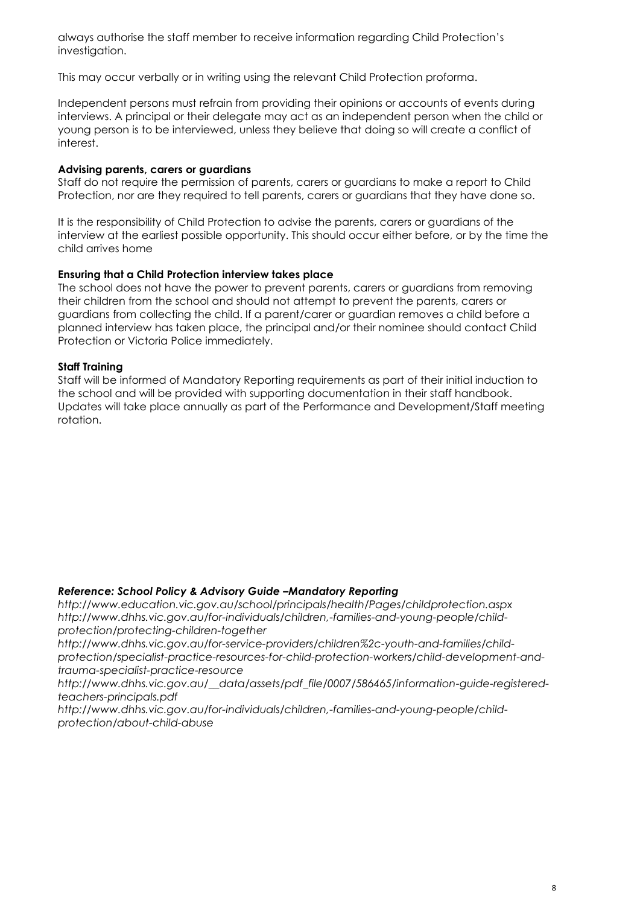always authorise the staff member to receive information regarding Child Protection's investigation.

This may occur verbally or in writing using the relevant Child Protection proforma.

Independent persons must refrain from providing their opinions or accounts of events during interviews. A principal or their delegate may act as an independent person when the child or young person is to be interviewed, unless they believe that doing so will create a conflict of interest.

**Advising parents, carers or guardians**

Staff do not require the permission of parents, carers or guardians to make a report to Child Protection, nor are they required to tell parents, carers or guardians that they have done so.

It is the responsibility of Child Protection to advise the parents, carers or guardians of the interview at the earliest possible opportunity. This should occur either before, or by the time the child arrives home

**Ensuring that a Child Protection interview takes place**

The school does not have the power to prevent parents, carers or guardians from removing their children from the school and should not attempt to prevent the parents, carers or guardians from collecting the child. If a parent/carer or guardian removes a child before a planned interview has taken place, the principal and/or their nominee should contact Child Protection or Victoria Police immediately.

**Staff Training**

Staff will be informed of Mandatory Reporting requirements as part of their initial induction to the school and will be provided with supporting documentation in their staff handbook. Updates will take place annually as part of the Performance and Development/Staff meeting rotation.

***Reference: School Policy & Advisory Guide –Mandatory Reporting***

*http://www.education.vic.gov.au/school/principals/health/Pages/childprotection.aspx*
*http://www.dhhs.vic.gov.au/for-individuals/children,-families-and-young-people/child-protection/protecting-children-together*
*http://www.dhhs.vic.gov.au/for-service-providers/children%2c-youth-and-families/child-protection/specialist-practice-resources-for-child-protection-workers/child-development-and-trauma-specialist-practice-resource*
*http://www.dhhs.vic.gov.au/__data/assets/pdf_file/0007/586465/information-guide-registered-teachers-principals.pdf*
*http://www.dhhs.vic.gov.au/for-individuals/children,-families-and-young-people/child-protection/about-child-abuse*